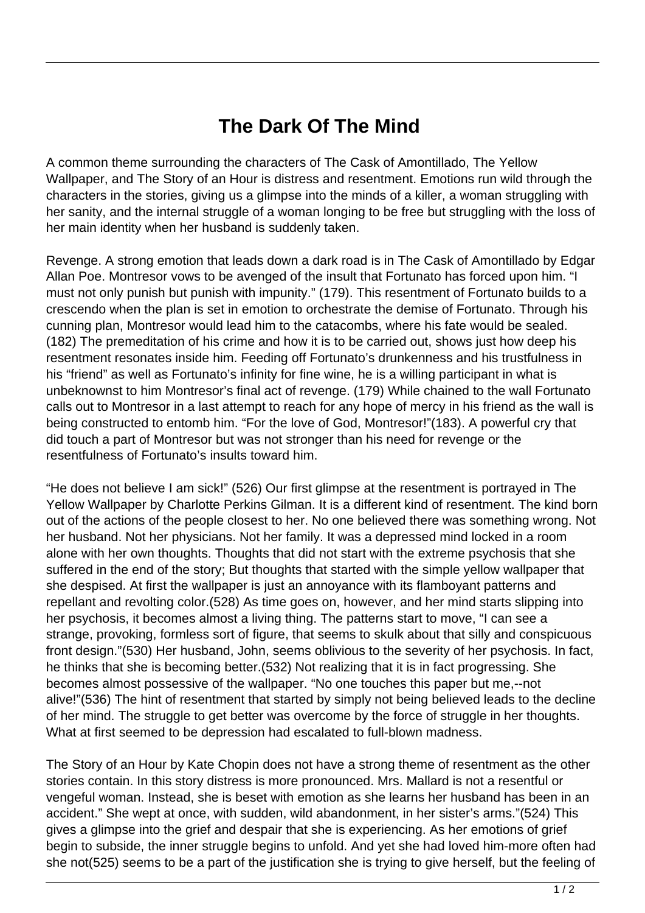# The Dark Of The Mind

A common theme surrounding the characters of The Cask of Amontillado, The Yellow Wallpaper, and The Story of an Hour is distress and resentment. Emotions run wild through the characters in the stories, giving us a glimpse into the minds of a killer, a woman struggling with her sanity, and the internal struggle of a woman longing to be free but struggling with the loss of her main identity when her husband is suddenly taken.

Revenge. A strong emotion that leads down a dark road is in The Cask of Amontillado by Edgar Allan Poe. Montresor vows to be avenged of the insult that Fortunato has forced upon him. "I must not only punish but punish with impunity." (179). This resentment of Fortunato builds to a crescendo when the plan is set in emotion to orchestrate the demise of Fortunato. Through his cunning plan, Montresor would lead him to the catacombs, where his fate would be sealed. (182) The premeditation of his crime and how it is to be carried out, shows just how deep his resentment resonates inside him. Feeding off Fortunato's drunkenness and his trustfulness in his "friend" as well as Fortunato's infinity for fine wine, he is a willing participant in what is unbeknownst to him Montresor's final act of revenge. (179) While chained to the wall Fortunato calls out to Montresor in a last attempt to reach for any hope of mercy in his friend as the wall is being constructed to entomb him. "For the love of God, Montresor!"(183). A powerful cry that did touch a part of Montresor but was not stronger than his need for revenge or the resentfulness of Fortunato's insults toward him.

"He does not believe I am sick!" (526) Our first glimpse at the resentment is portrayed in The Yellow Wallpaper by Charlotte Perkins Gilman. It is a different kind of resentment. The kind born out of the actions of the people closest to her. No one believed there was something wrong. Not her husband. Not her physicians. Not her family. It was a depressed mind locked in a room alone with her own thoughts. Thoughts that did not start with the extreme psychosis that she suffered in the end of the story; But thoughts that started with the simple yellow wallpaper that she despised. At first the wallpaper is just an annoyance with its flamboyant patterns and repellant and revolting color.(528) As time goes on, however, and her mind starts slipping into her psychosis, it becomes almost a living thing. The patterns start to move, "I can see a strange, provoking, formless sort of figure, that seems to skulk about that silly and conspicuous front design."(530) Her husband, John, seems oblivious to the severity of her psychosis. In fact, he thinks that she is becoming better.(532) Not realizing that it is in fact progressing. She becomes almost possessive of the wallpaper. "No one touches this paper but me,--not alive!"(536) The hint of resentment that started by simply not being believed leads to the decline of her mind. The struggle to get better was overcome by the force of struggle in her thoughts. What at first seemed to be depression had escalated to full-blown madness.

The Story of an Hour by Kate Chopin does not have a strong theme of resentment as the other stories contain. In this story distress is more pronounced. Mrs. Mallard is not a resentful or vengeful woman. Instead, she is beset with emotion as she learns her husband has been in an accident." She wept at once, with sudden, wild abandonment, in her sister's arms."(524) This gives a glimpse into the grief and despair that she is experiencing. As her emotions of grief begin to subside, the inner struggle begins to unfold. And yet she had loved him-more often had she not(525) seems to be a part of the justification she is trying to give herself, but the feeling of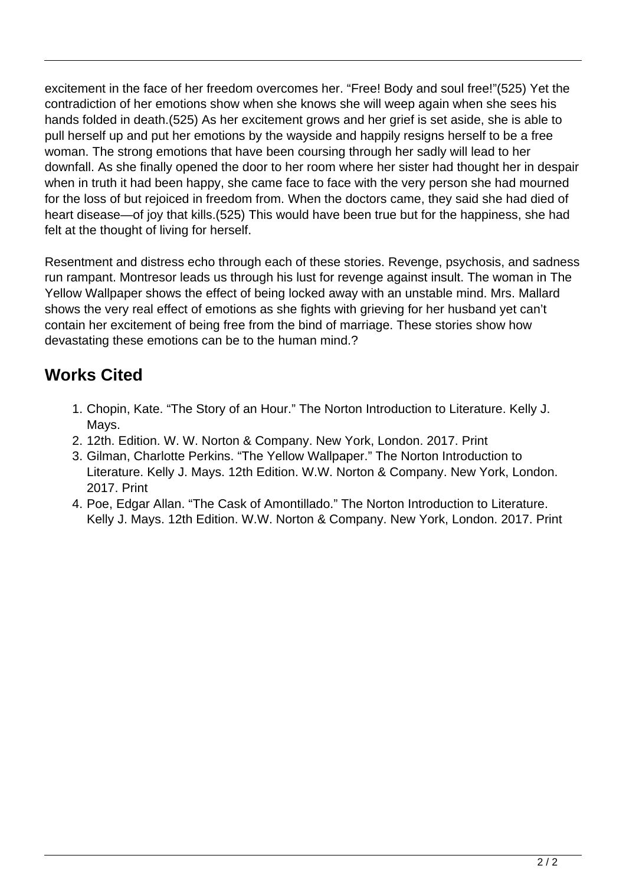excitement in the face of her freedom overcomes her. “Free! Body and soul free!”(525) Yet the contradiction of her emotions show when she knows she will weep again when she sees his hands folded in death.(525) As her excitement grows and her grief is set aside, she is able to pull herself up and put her emotions by the wayside and happily resigns herself to be a free woman. The strong emotions that have been coursing through her sadly will lead to her downfall. As she finally opened the door to her room where her sister had thought her in despair when in truth it had been happy, she came face to face with the very person she had mourned for the loss of but rejoiced in freedom from. When the doctors came, they said she had died of heart disease—of joy that kills.(525) This would have been true but for the happiness, she had felt at the thought of living for herself.

Resentment and distress echo through each of these stories. Revenge, psychosis, and sadness run rampant. Montresor leads us through his lust for revenge against insult. The woman in The Yellow Wallpaper shows the effect of being locked away with an unstable mind. Mrs. Mallard shows the very real effect of emotions as she fights with grieving for her husband yet can’t contain her excitement of being free from the bind of marriage. These stories show how devastating these emotions can be to the human mind.?

## Works Cited

1. Chopin, Kate. “The Story of an Hour.” The Norton Introduction to Literature. Kelly J. Mays.
2. 12th. Edition. W. W. Norton & Company. New York, London. 2017. Print
3. Gilman, Charlotte Perkins. “The Yellow Wallpaper.” The Norton Introduction to Literature. Kelly J. Mays. 12th Edition. W.W. Norton & Company. New York, London. 2017. Print
4. Poe, Edgar Allan. “The Cask of Amontillado.” The Norton Introduction to Literature. Kelly J. Mays. 12th Edition. W.W. Norton & Company. New York, London. 2017. Print